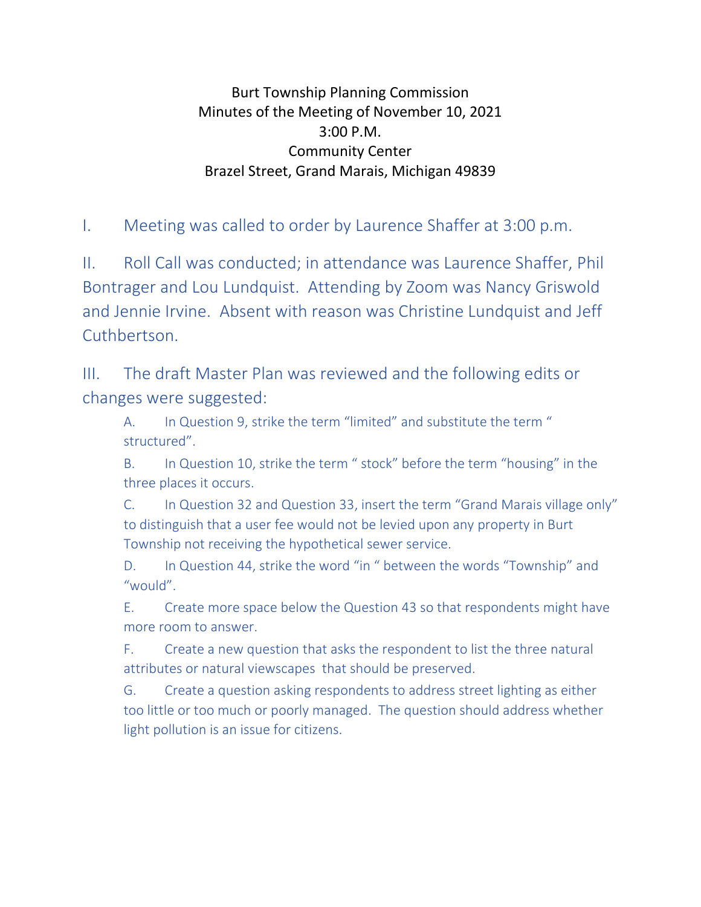Burt Township Planning Commission
Minutes of the Meeting of November 10, 2021
3:00 P.M.
Community Center
Brazel Street, Grand Marais, Michigan 49839

I. Meeting was called to order by Laurence Shaffer at 3:00 p.m.

II. Roll Call was conducted; in attendance was Laurence Shaffer, Phil Bontrager and Lou Lundquist. Attending by Zoom was Nancy Griswold and Jennie Irvine. Absent with reason was Christine Lundquist and Jeff Cuthbertson.

III. The draft Master Plan was reviewed and the following edits or changes were suggested:

A. In Question 9, strike the term "limited" and substitute the term " structured".

B. In Question 10, strike the term " stock" before the term "housing" in the three places it occurs.

C. In Question 32 and Question 33, insert the term "Grand Marais village only" to distinguish that a user fee would not be levied upon any property in Burt Township not receiving the hypothetical sewer service.

D. In Question 44, strike the word "in " between the words "Township" and "would".

E. Create more space below the Question 43 so that respondents might have more room to answer.

F. Create a new question that asks the respondent to list the three natural attributes or natural viewscapes that should be preserved.

G. Create a question asking respondents to address street lighting as either too little or too much or poorly managed. The question should address whether light pollution is an issue for citizens.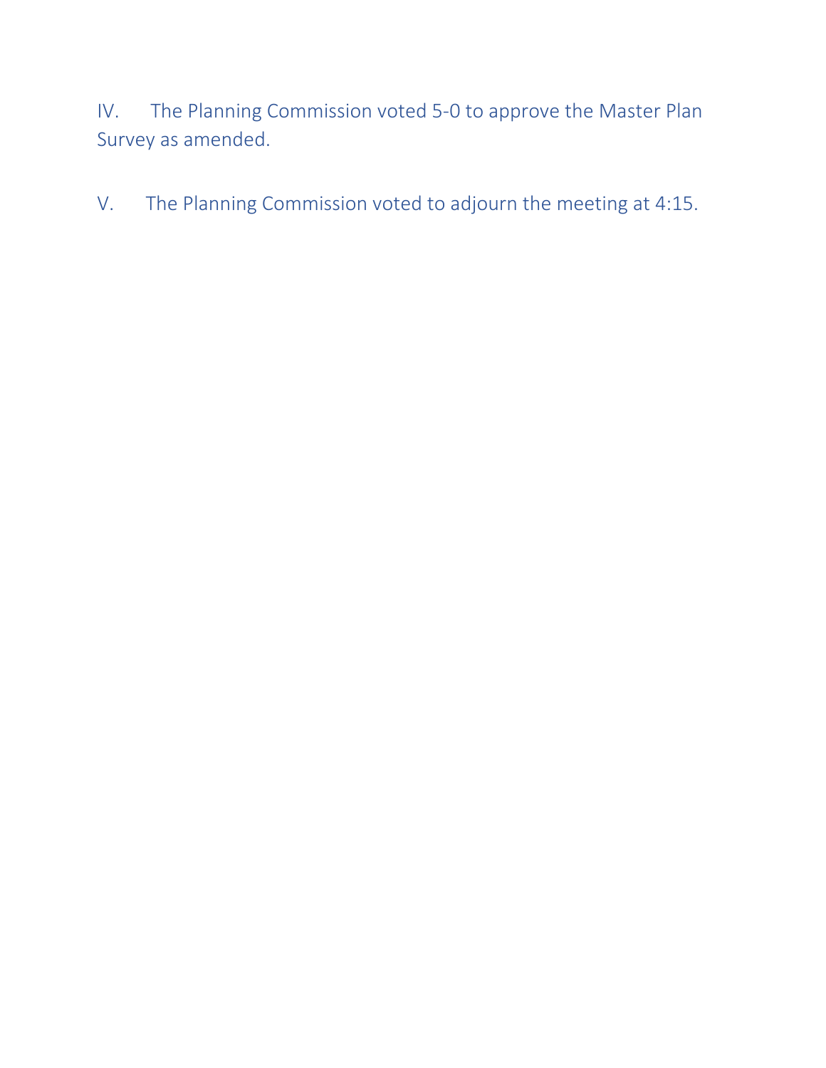IV. The Planning Commission voted 5-0 to approve the Master Plan Survey as amended.

V. The Planning Commission voted to adjourn the meeting at 4:15.